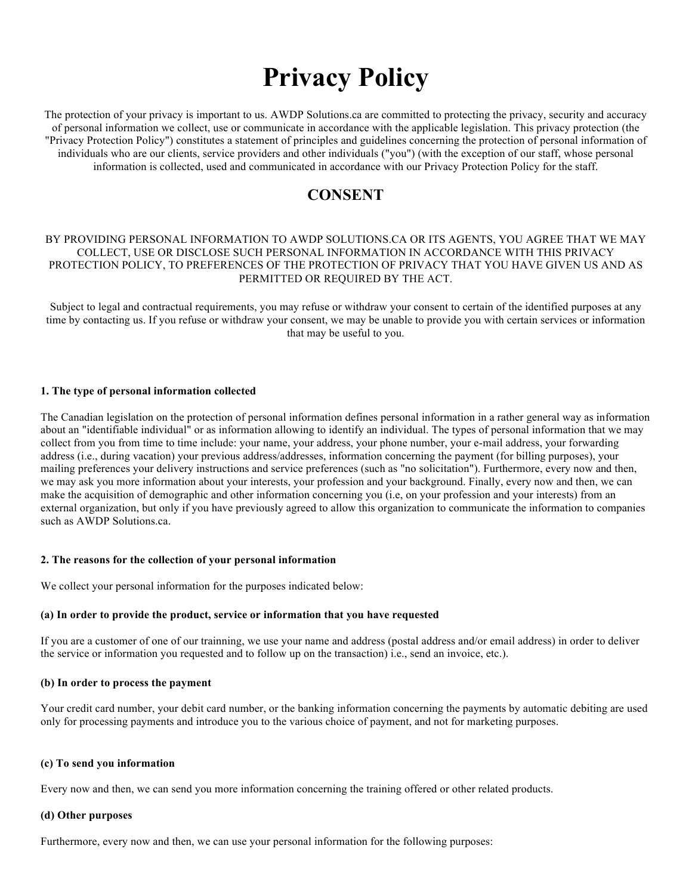# Privacy Policy

The protection of your privacy is important to us. AWDP Solutions.ca are committed to protecting the privacy, security and accuracy of personal information we collect, use or communicate in accordance with the applicable legislation. This privacy protection (the "Privacy Protection Policy") constitutes a statement of principles and guidelines concerning the protection of personal information of individuals who are our clients, service providers and other individuals ("you") (with the exception of our staff, whose personal information is collected, used and communicated in accordance with our Privacy Protection Policy for the staff.

## CONSENT

BY PROVIDING PERSONAL INFORMATION TO AWDP SOLUTIONS.CA OR ITS AGENTS, YOU AGREE THAT WE MAY COLLECT, USE OR DISCLOSE SUCH PERSONAL INFORMATION IN ACCORDANCE WITH THIS PRIVACY PROTECTION POLICY, TO PREFERENCES OF THE PROTECTION OF PRIVACY THAT YOU HAVE GIVEN US AND AS PERMITTED OR REQUIRED BY THE ACT.

Subject to legal and contractual requirements, you may refuse or withdraw your consent to certain of the identified purposes at any time by contacting us. If you refuse or withdraw your consent, we may be unable to provide you with certain services or information that may be useful to you.

**1. The type of personal information collected**

The Canadian legislation on the protection of personal information defines personal information in a rather general way as information about an "identifiable individual" or as information allowing to identify an individual. The types of personal information that we may collect from you from time to time include: your name, your address, your phone number, your e-mail address, your forwarding address (i.e., during vacation) your previous address/addresses, information concerning the payment (for billing purposes), your mailing preferences your delivery instructions and service preferences (such as "no solicitation"). Furthermore, every now and then, we may ask you more information about your interests, your profession and your background. Finally, every now and then, we can make the acquisition of demographic and other information concerning you (i.e, on your profession and your interests) from an external organization, but only if you have previously agreed to allow this organization to communicate the information to companies such as AWDP Solutions.ca.

**2. The reasons for the collection of your personal information**

We collect your personal information for the purposes indicated below:

**(a) In order to provide the product, service or information that you have requested**

If you are a customer of one of our trainning, we use your name and address (postal address and/or email address) in order to deliver the service or information you requested and to follow up on the transaction) i.e., send an invoice, etc.).

**(b) In order to process the payment**

Your credit card number, your debit card number, or the banking information concerning the payments by automatic debiting are used only for processing payments and introduce you to the various choice of payment, and not for marketing purposes.

**(c) To send you information**

Every now and then, we can send you more information concerning the training offered or other related products.

**(d) Other purposes**

Furthermore, every now and then, we can use your personal information for the following purposes: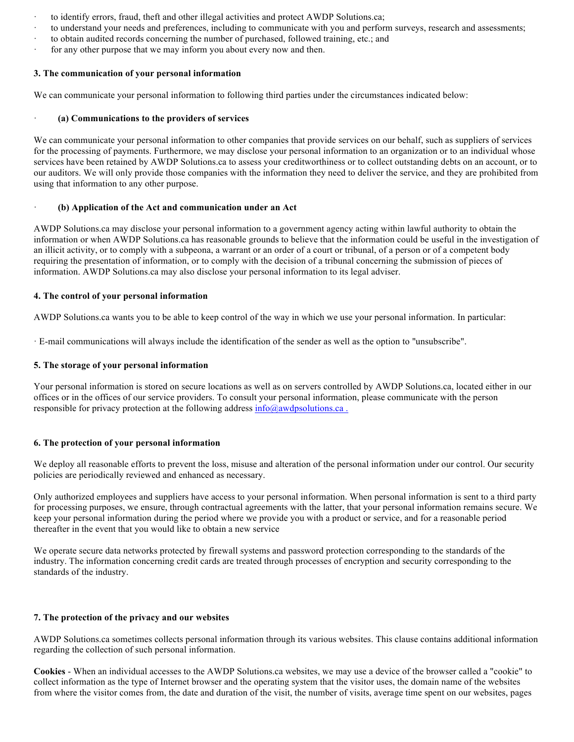- to identify errors, fraud, theft and other illegal activities and protect AWDP Solutions.ca;
- to understand your needs and preferences, including to communicate with you and perform surveys, research and assessments;
- to obtain audited records concerning the number of purchased, followed training, etc.; and
- for any other purpose that we may inform you about every now and then.

**3. The communication of your personal information**

We can communicate your personal information to following third parties under the circumstances indicated below:

- **(a) Communications to the providers of services**

We can communicate your personal information to other companies that provide services on our behalf, such as suppliers of services for the processing of payments. Furthermore, we may disclose your personal information to an organization or to an individual whose services have been retained by AWDP Solutions.ca to assess your creditworthiness or to collect outstanding debts on an account, or to our auditors. We will only provide those companies with the information they need to deliver the service, and they are prohibited from using that information to any other purpose.

- **(b) Application of the Act and communication under an Act**

AWDP Solutions.ca may disclose your personal information to a government agency acting within lawful authority to obtain the information or when AWDP Solutions.ca has reasonable grounds to believe that the information could be useful in the investigation of an illicit activity, or to comply with a subpeona, a warrant or an order of a court or tribunal, of a person or of a competent body requiring the presentation of information, or to comply with the decision of a tribunal concerning the submission of pieces of information. AWDP Solutions.ca may also disclose your personal information to its legal adviser.

**4. The control of your personal information**

AWDP Solutions.ca wants you to be able to keep control of the way in which we use your personal information. In particular:

- E-mail communications will always include the identification of the sender as well as the option to "unsubscribe".

**5. The storage of your personal information**

Your personal information is stored on secure locations as well as on servers controlled by AWDP Solutions.ca, located either in our offices or in the offices of our service providers. To consult your personal information, please communicate with the person responsible for privacy protection at the following address info@awdpsolutions.ca .

**6. The protection of your personal information**

We deploy all reasonable efforts to prevent the loss, misuse and alteration of the personal information under our control. Our security policies are periodically reviewed and enhanced as necessary.

Only authorized employees and suppliers have access to your personal information. When personal information is sent to a third party for processing purposes, we ensure, through contractual agreements with the latter, that your personal information remains secure. We keep your personal information during the period where we provide you with a product or service, and for a reasonable period thereafter in the event that you would like to obtain a new service

We operate secure data networks protected by firewall systems and password protection corresponding to the standards of the industry. The information concerning credit cards are treated through processes of encryption and security corresponding to the standards of the industry.

**7. The protection of the privacy and our websites**

AWDP Solutions.ca sometimes collects personal information through its various websites. This clause contains additional information regarding the collection of such personal information.

**Cookies** - When an individual accesses to the AWDP Solutions.ca websites, we may use a device of the browser called a "cookie" to collect information as the type of Internet browser and the operating system that the visitor uses, the domain name of the websites from where the visitor comes from, the date and duration of the visit, the number of visits, average time spent on our websites, pages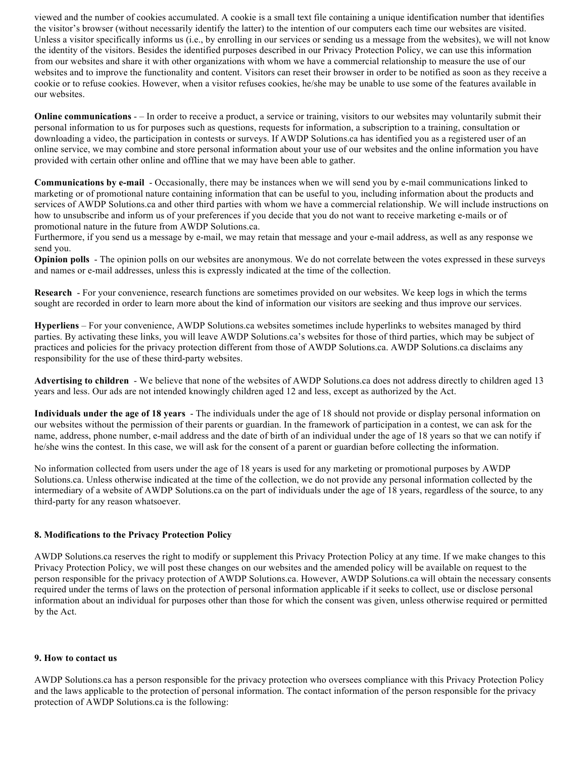viewed and the number of cookies accumulated. A cookie is a small text file containing a unique identification number that identifies the visitor's browser (without necessarily identify the latter) to the intention of our computers each time our websites are visited. Unless a visitor specifically informs us (i.e., by enrolling in our services or sending us a message from the websites), we will not know the identity of the visitors. Besides the identified purposes described in our Privacy Protection Policy, we can use this information from our websites and share it with other organizations with whom we have a commercial relationship to measure the use of our websites and to improve the functionality and content. Visitors can reset their browser in order to be notified as soon as they receive a cookie or to refuse cookies. However, when a visitor refuses cookies, he/she may be unable to use some of the features available in our websites.

**Online communications** - – In order to receive a product, a service or training, visitors to our websites may voluntarily submit their personal information to us for purposes such as questions, requests for information, a subscription to a training, consultation or downloading a video, the participation in contests or surveys. If AWDP Solutions.ca has identified you as a registered user of an online service, we may combine and store personal information about your use of our websites and the online information you have provided with certain other online and offline that we may have been able to gather.

**Communications by e-mail** - Occasionally, there may be instances when we will send you by e-mail communications linked to marketing or of promotional nature containing information that can be useful to you, including information about the products and services of AWDP Solutions.ca and other third parties with whom we have a commercial relationship. We will include instructions on how to unsubscribe and inform us of your preferences if you decide that you do not want to receive marketing e-mails or of promotional nature in the future from AWDP Solutions.ca.
Furthermore, if you send us a message by e-mail, we may retain that message and your e-mail address, as well as any response we send you.
**Opinion polls** - The opinion polls on our websites are anonymous. We do not correlate between the votes expressed in these surveys and names or e-mail addresses, unless this is expressly indicated at the time of the collection.

**Research** - For your convenience, research functions are sometimes provided on our websites. We keep logs in which the terms sought are recorded in order to learn more about the kind of information our visitors are seeking and thus improve our services.

**Hyperliens** – For your convenience, AWDP Solutions.ca websites sometimes include hyperlinks to websites managed by third parties. By activating these links, you will leave AWDP Solutions.ca's websites for those of third parties, which may be subject of practices and policies for the privacy protection different from those of AWDP Solutions.ca. AWDP Solutions.ca disclaims any responsibility for the use of these third-party websites.

**Advertising to children** - We believe that none of the websites of AWDP Solutions.ca does not address directly to children aged 13 years and less. Our ads are not intended knowingly children aged 12 and less, except as authorized by the Act.

**Individuals under the age of 18 years** - The individuals under the age of 18 should not provide or display personal information on our websites without the permission of their parents or guardian. In the framework of participation in a contest, we can ask for the name, address, phone number, e-mail address and the date of birth of an individual under the age of 18 years so that we can notify if he/she wins the contest. In this case, we will ask for the consent of a parent or guardian before collecting the information.

No information collected from users under the age of 18 years is used for any marketing or promotional purposes by AWDP Solutions.ca. Unless otherwise indicated at the time of the collection, we do not provide any personal information collected by the intermediary of a website of AWDP Solutions.ca on the part of individuals under the age of 18 years, regardless of the source, to any third-party for any reason whatsoever.

#### 8. Modifications to the Privacy Protection Policy

AWDP Solutions.ca reserves the right to modify or supplement this Privacy Protection Policy at any time. If we make changes to this Privacy Protection Policy, we will post these changes on our websites and the amended policy will be available on request to the person responsible for the privacy protection of AWDP Solutions.ca. However, AWDP Solutions.ca will obtain the necessary consents required under the terms of laws on the protection of personal information applicable if it seeks to collect, use or disclose personal information about an individual for purposes other than those for which the consent was given, unless otherwise required or permitted by the Act.

#### 9. How to contact us

AWDP Solutions.ca has a person responsible for the privacy protection who oversees compliance with this Privacy Protection Policy and the laws applicable to the protection of personal information. The contact information of the person responsible for the privacy protection of AWDP Solutions.ca is the following: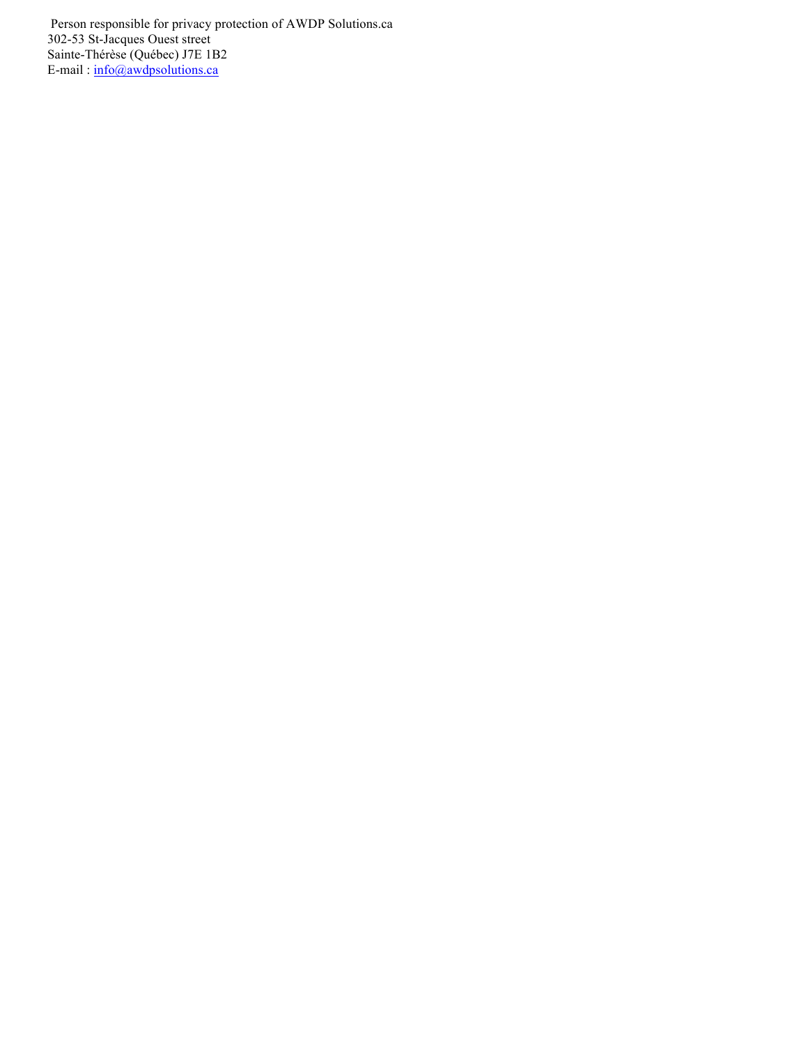Person responsible for privacy protection of AWDP Solutions.ca
302-53 St-Jacques Ouest street
Sainte-Thérèse (Québec) J7E 1B2
E-mail : info@awdpsolutions.ca